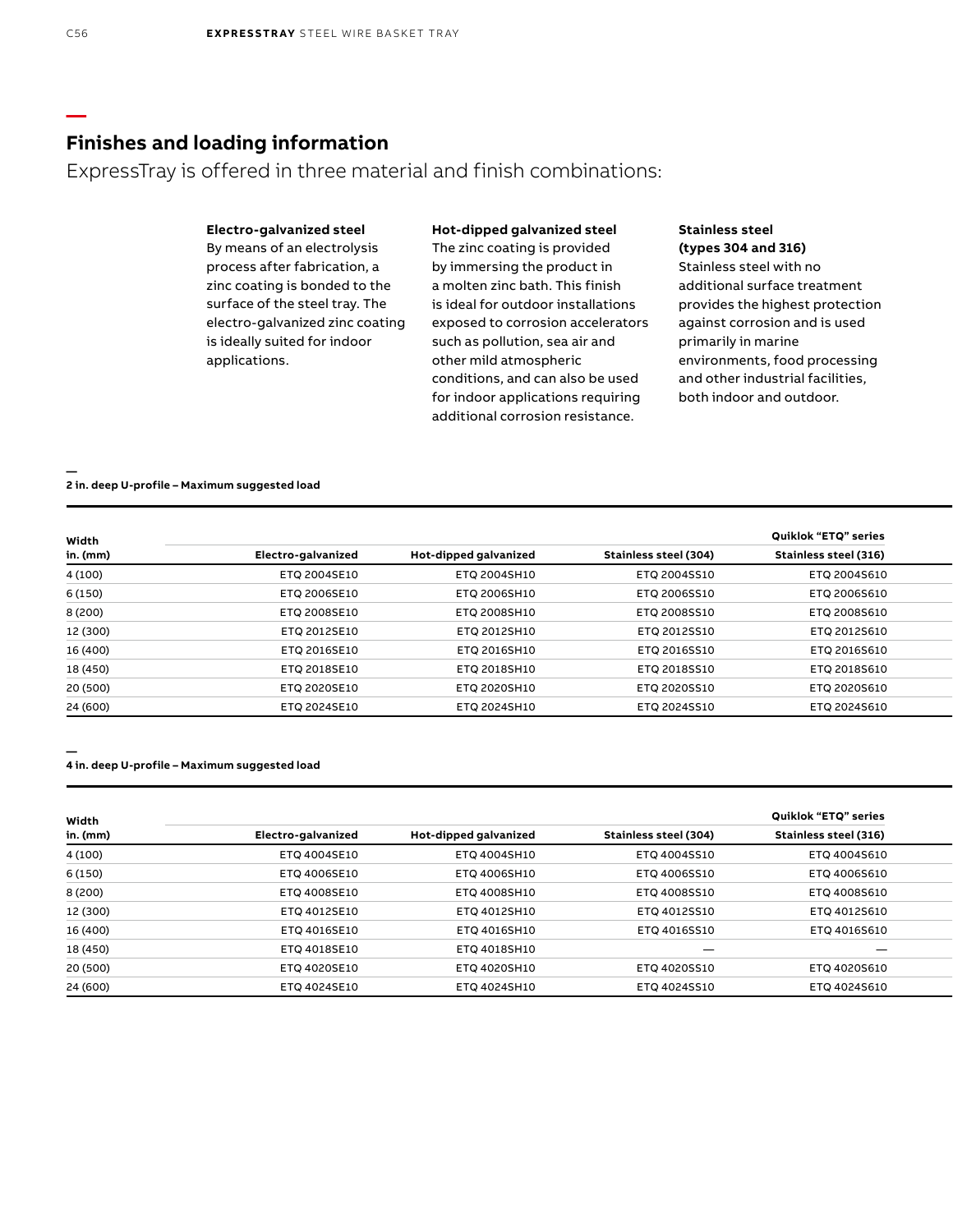## Finishes and loading information

ExpressTray is offered in three material and finish combinations:

**Electro-galvanized steel**
By means of an electrolysis process after fabrication, a zinc coating is bonded to the surface of the steel tray. The electro-galvanized zinc coating is ideally suited for indoor applications.

**Hot-dipped galvanized steel**
The zinc coating is provided by immersing the product in a molten zinc bath. This finish is ideal for outdoor installations exposed to corrosion accelerators such as pollution, sea air and other mild atmospheric conditions, and can also be used for indoor applications requiring additional corrosion resistance.

**Stainless steel (types 304 and 316)**
Stainless steel with no additional surface treatment provides the highest protection against corrosion and is used primarily in marine environments, food processing and other industrial facilities, both indoor and outdoor.

**2 in. deep U-profile – Maximum suggested load**

| Width | | | | Quiklok "ETQ" series |
|---|---|---|---|---|
| in. (mm) | Electro-galvanized | Hot-dipped galvanized | Stainless steel (304) | Stainless steel (316) |
| 4 (100) | ETQ 2004SE10 | ETQ 2004SH10 | ETQ 2004SS10 | ETQ 2004S610 |
| 6 (150) | ETQ 2006SE10 | ETQ 2006SH10 | ETQ 2006SS10 | ETQ 2006S610 |
| 8 (200) | ETQ 2008SE10 | ETQ 2008SH10 | ETQ 2008SS10 | ETQ 2008S610 |
| 12 (300) | ETQ 2012SE10 | ETQ 2012SH10 | ETQ 2012SS10 | ETQ 2012S610 |
| 16 (400) | ETQ 2016SE10 | ETQ 2016SH10 | ETQ 2016SS10 | ETQ 2016S610 |
| 18 (450) | ETQ 2018SE10 | ETQ 2018SH10 | ETQ 2018SS10 | ETQ 2018S610 |
| 20 (500) | ETQ 2020SE10 | ETQ 2020SH10 | ETQ 2020SS10 | ETQ 2020S610 |
| 24 (600) | ETQ 2024SE10 | ETQ 2024SH10 | ETQ 2024SS10 | ETQ 2024S610 |

**4 in. deep U-profile – Maximum suggested load**

| Width | | | | Quiklok "ETQ" series |
|---|---|---|---|---|
| in. (mm) | Electro-galvanized | Hot-dipped galvanized | Stainless steel (304) | Stainless steel (316) |
| 4 (100) | ETQ 4004SE10 | ETQ 4004SH10 | ETQ 4004SS10 | ETQ 4004S610 |
| 6 (150) | ETQ 4006SE10 | ETQ 4006SH10 | ETQ 4006SS10 | ETQ 4006S610 |
| 8 (200) | ETQ 4008SE10 | ETQ 4008SH10 | ETQ 4008SS10 | ETQ 4008S610 |
| 12 (300) | ETQ 4012SE10 | ETQ 4012SH10 | ETQ 4012SS10 | ETQ 4012S610 |
| 16 (400) | ETQ 4016SE10 | ETQ 4016SH10 | ETQ 4016SS10 | ETQ 4016S610 |
| 18 (450) | ETQ 4018SE10 | ETQ 4018SH10 | — | — |
| 20 (500) | ETQ 4020SE10 | ETQ 4020SH10 | ETQ 4020SS10 | ETQ 4020S610 |
| 24 (600) | ETQ 4024SE10 | ETQ 4024SH10 | ETQ 4024SS10 | ETQ 4024S610 |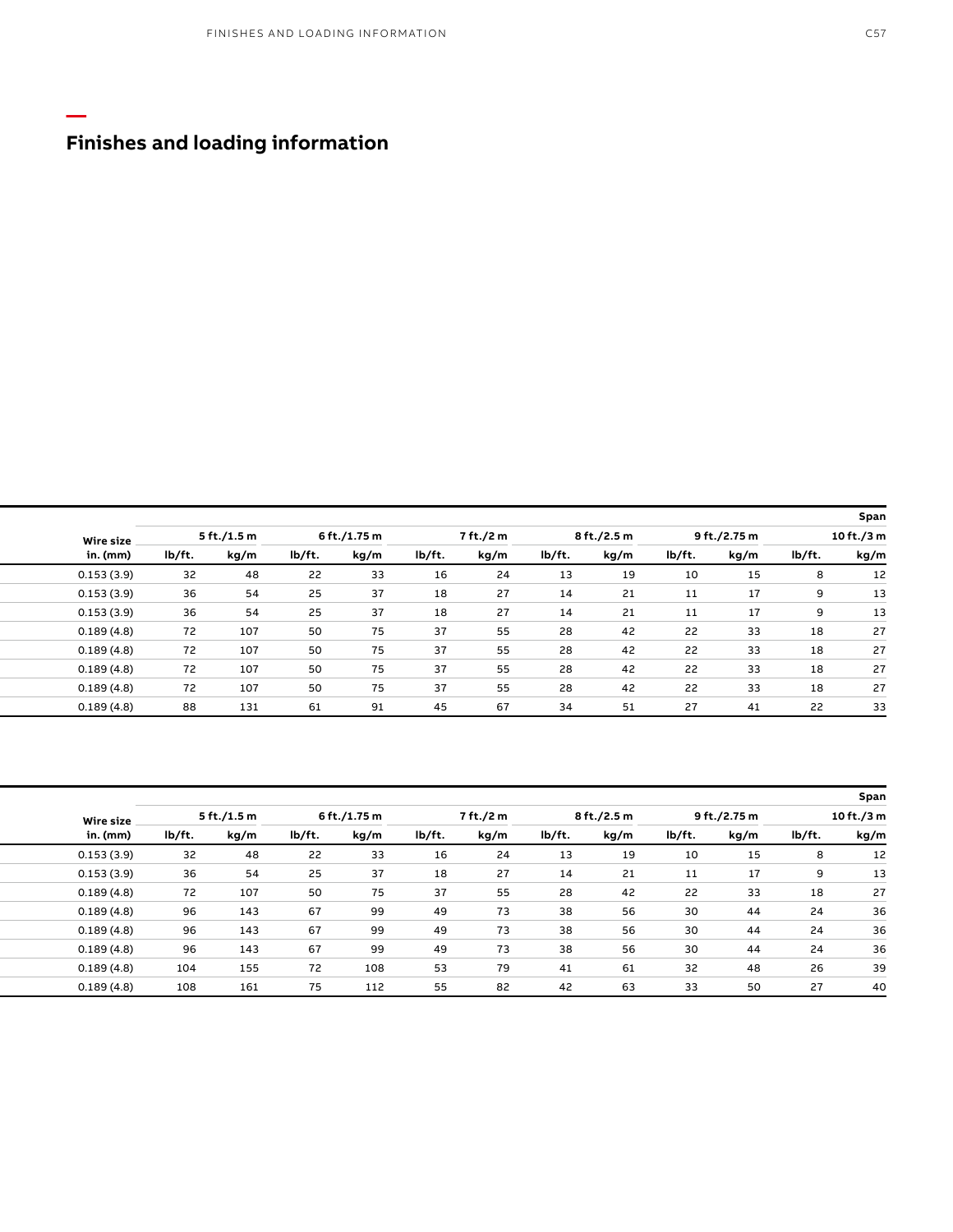## Finishes and loading information

| Wire size | 5 ft./1.5 m | | 6 ft./1.75 m | | 7 ft./2 m | | 8 ft./2.5 m | | 9 ft./2.75 m | | 10 ft./3 m | |
|---|---|---|---|---|---|---|---|---|---|---|---|---|
| in. (mm) | lb/ft. | kg/m | lb/ft. | kg/m | lb/ft. | kg/m | lb/ft. | kg/m | lb/ft. | kg/m | lb/ft. | kg/m |
| 0.153 (3.9) | 32 | 48 | 22 | 33 | 16 | 24 | 13 | 19 | 10 | 15 | 8 | 12 |
| 0.153 (3.9) | 36 | 54 | 25 | 37 | 18 | 27 | 14 | 21 | 11 | 17 | 9 | 13 |
| 0.153 (3.9) | 36 | 54 | 25 | 37 | 18 | 27 | 14 | 21 | 11 | 17 | 9 | 13 |
| 0.189 (4.8) | 72 | 107 | 50 | 75 | 37 | 55 | 28 | 42 | 22 | 33 | 18 | 27 |
| 0.189 (4.8) | 72 | 107 | 50 | 75 | 37 | 55 | 28 | 42 | 22 | 33 | 18 | 27 |
| 0.189 (4.8) | 72 | 107 | 50 | 75 | 37 | 55 | 28 | 42 | 22 | 33 | 18 | 27 |
| 0.189 (4.8) | 72 | 107 | 50 | 75 | 37 | 55 | 28 | 42 | 22 | 33 | 18 | 27 |
| 0.189 (4.8) | 88 | 131 | 61 | 91 | 45 | 67 | 34 | 51 | 27 | 41 | 22 | 33 |

Span

| Wire size | 5 ft./1.5 m | | 6 ft./1.75 m | | 7 ft./2 m | | 8 ft./2.5 m | | 9 ft./2.75 m | | 10 ft./3 m | |
|---|---|---|---|---|---|---|---|---|---|---|---|---|
| in. (mm) | lb/ft. | kg/m | lb/ft. | kg/m | lb/ft. | kg/m | lb/ft. | kg/m | lb/ft. | kg/m | lb/ft. | kg/m |
| 0.153 (3.9) | 32 | 48 | 22 | 33 | 16 | 24 | 13 | 19 | 10 | 15 | 8 | 12 |
| 0.153 (3.9) | 36 | 54 | 25 | 37 | 18 | 27 | 14 | 21 | 11 | 17 | 9 | 13 |
| 0.189 (4.8) | 72 | 107 | 50 | 75 | 37 | 55 | 28 | 42 | 22 | 33 | 18 | 27 |
| 0.189 (4.8) | 96 | 143 | 67 | 99 | 49 | 73 | 38 | 56 | 30 | 44 | 24 | 36 |
| 0.189 (4.8) | 96 | 143 | 67 | 99 | 49 | 73 | 38 | 56 | 30 | 44 | 24 | 36 |
| 0.189 (4.8) | 96 | 143 | 67 | 99 | 49 | 73 | 38 | 56 | 30 | 44 | 24 | 36 |
| 0.189 (4.8) | 104 | 155 | 72 | 108 | 53 | 79 | 41 | 61 | 32 | 48 | 26 | 39 |
| 0.189 (4.8) | 108 | 161 | 75 | 112 | 55 | 82 | 42 | 63 | 33 | 50 | 27 | 40 |

Span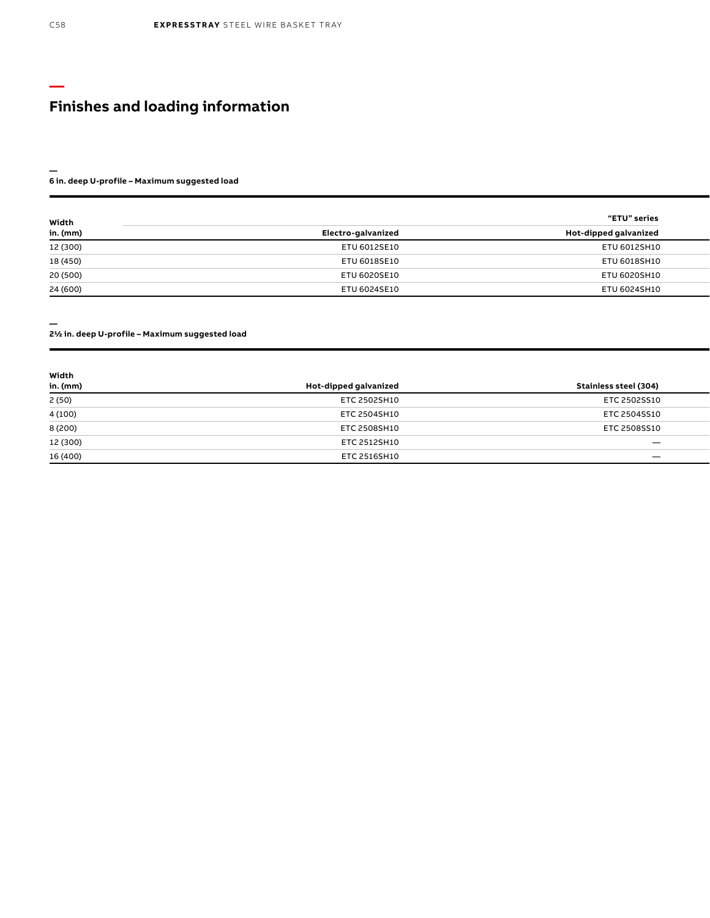# Finishes and loading information

**6 in. deep U-profile – Maximum suggested load**

| Width | | "ETU" series |
|---|---|---|
| in. (mm) | Electro-galvanized | Hot-dipped galvanized |
| 12 (300) | ETU 6012SE10 | ETU 6012SH10 |
| 18 (450) | ETU 6018SE10 | ETU 6018SH10 |
| 20 (500) | ETU 6020SE10 | ETU 6020SH10 |
| 24 (600) | ETU 6024SE10 | ETU 6024SH10 |

**2½ in. deep U-profile – Maximum suggested load**

| Width in. (mm) | Hot-dipped galvanized | Stainless steel (304) |
|---|---|---|
| 2 (50) | ETC 2502SH10 | ETC 2502SS10 |
| 4 (100) | ETC 2504SH10 | ETC 2504SS10 |
| 8 (200) | ETC 2508SH10 | ETC 2508SS10 |
| 12 (300) | ETC 2512SH10 | — |
| 16 (400) | ETC 2516SH10 | — |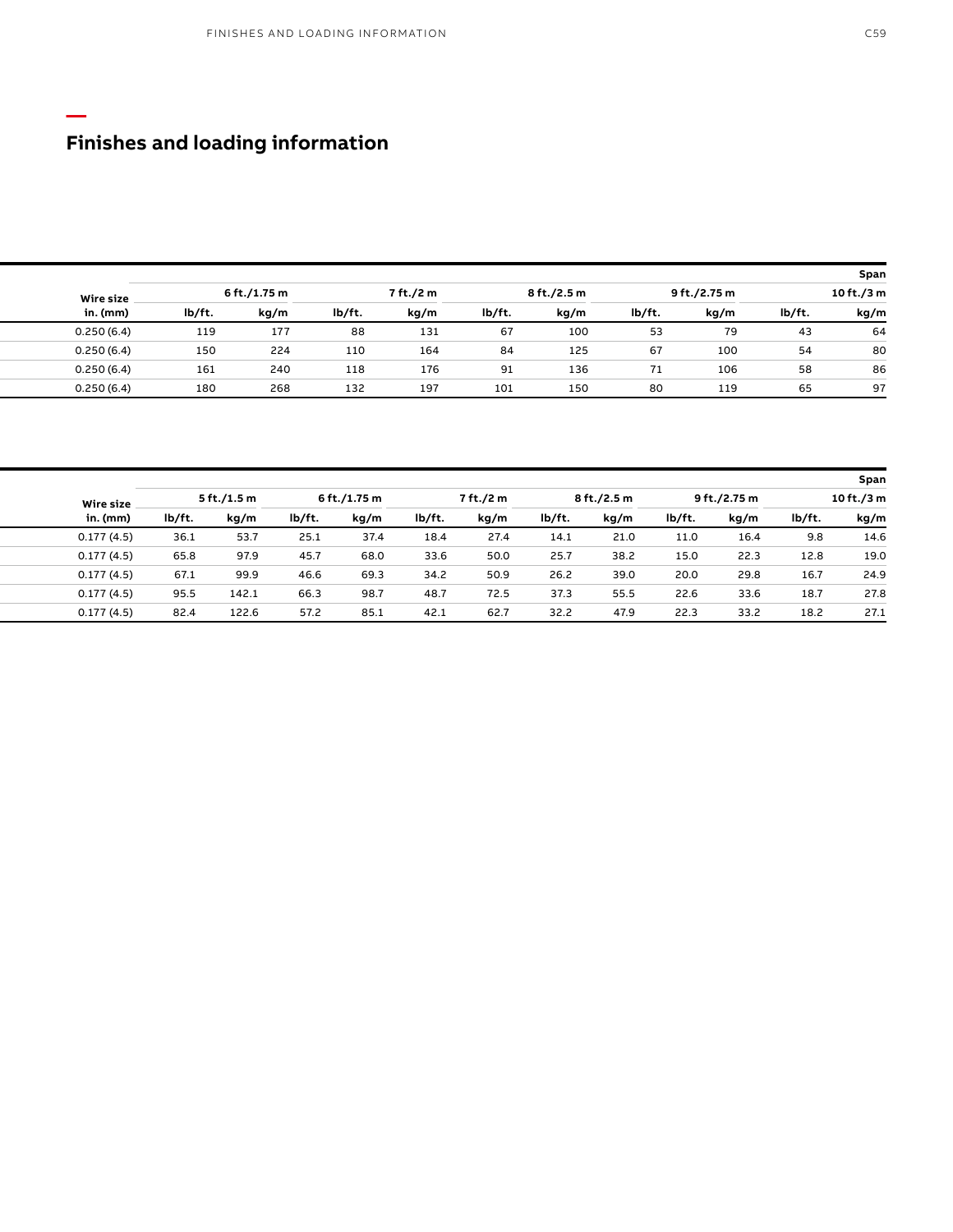# Finishes and loading information

| Wire size | Span | | | | | | | | | |
|---|---|---|---|---|---|---|---|---|---|---|
| | 6 ft./1.75 m | | 7 ft./2 m | | 8 ft./2.5 m | | 9 ft./2.75 m | | 10 ft./3 m | |
| in. (mm) | lb/ft. | kg/m | lb/ft. | kg/m | lb/ft. | kg/m | lb/ft. | kg/m | lb/ft. | kg/m |
| 0.250 (6.4) | 119 | 177 | 88 | 131 | 67 | 100 | 53 | 79 | 43 | 64 |
| 0.250 (6.4) | 150 | 224 | 110 | 164 | 84 | 125 | 67 | 100 | 54 | 80 |
| 0.250 (6.4) | 161 | 240 | 118 | 176 | 91 | 136 | 71 | 106 | 58 | 86 |
| 0.250 (6.4) | 180 | 268 | 132 | 197 | 101 | 150 | 80 | 119 | 65 | 97 |

| Wire size | Span | | | | | | | | | | | |
|---|---|---|---|---|---|---|---|---|---|---|---|---|
| | 5 ft./1.5 m | | 6 ft./1.75 m | | 7 ft./2 m | | 8 ft./2.5 m | | 9 ft./2.75 m | | 10 ft./3 m | |
| in. (mm) | lb/ft. | kg/m | lb/ft. | kg/m | lb/ft. | kg/m | lb/ft. | kg/m | lb/ft. | kg/m | lb/ft. | kg/m |
| 0.177 (4.5) | 36.1 | 53.7 | 25.1 | 37.4 | 18.4 | 27.4 | 14.1 | 21.0 | 11.0 | 16.4 | 9.8 | 14.6 |
| 0.177 (4.5) | 65.8 | 97.9 | 45.7 | 68.0 | 33.6 | 50.0 | 25.7 | 38.2 | 15.0 | 22.3 | 12.8 | 19.0 |
| 0.177 (4.5) | 67.1 | 99.9 | 46.6 | 69.3 | 34.2 | 50.9 | 26.2 | 39.0 | 20.0 | 29.8 | 16.7 | 24.9 |
| 0.177 (4.5) | 95.5 | 142.1 | 66.3 | 98.7 | 48.7 | 72.5 | 37.3 | 55.5 | 22.6 | 33.6 | 18.7 | 27.8 |
| 0.177 (4.5) | 82.4 | 122.6 | 57.2 | 85.1 | 42.1 | 62.7 | 32.2 | 47.9 | 22.3 | 33.2 | 18.2 | 27.1 |